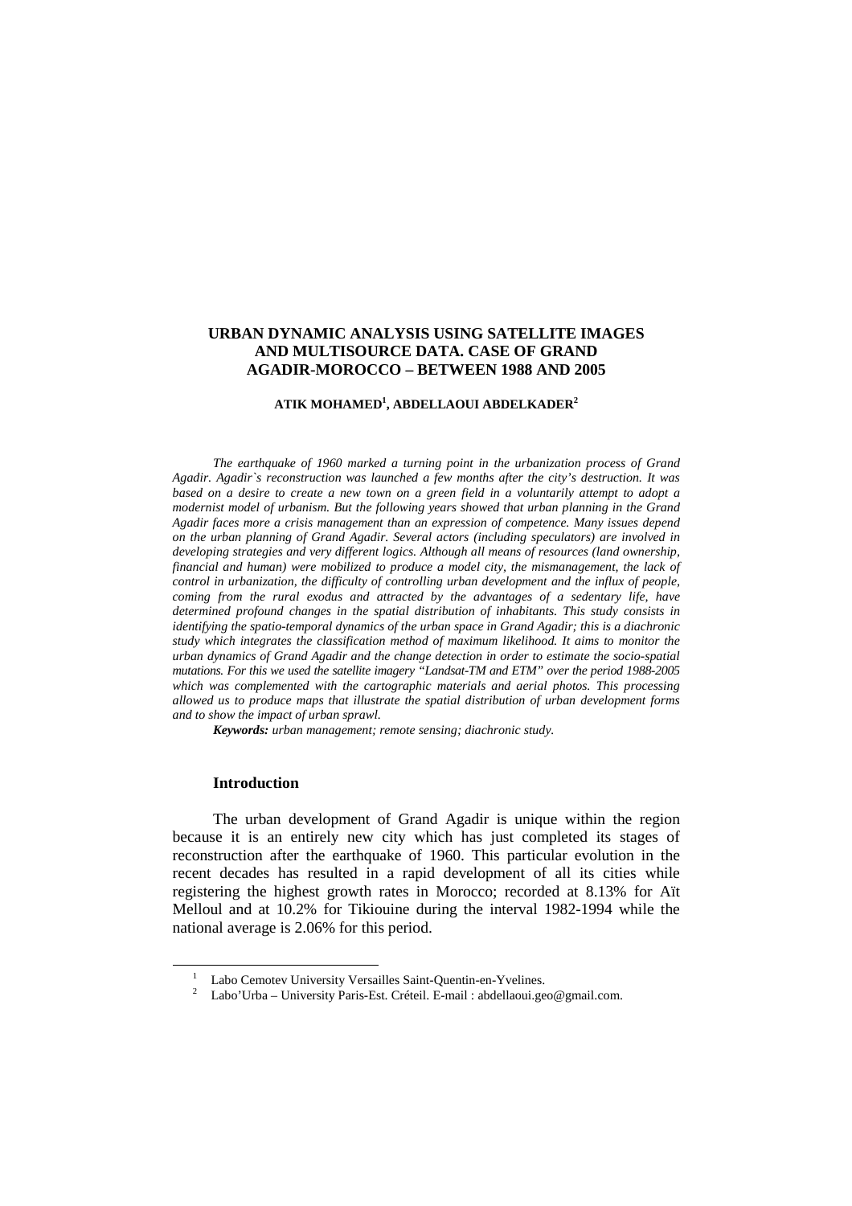# URBAN DYNAMIC ANALYSIS USING SATELLITE IMAGES AND MULTISOURCE DATA. CASE OF GRAND AGADIR-MOROCCO – BETWEEN 1988 AND 2005

**ATIK MOHAMED[1], ABDELLAOUI ABDELKADER[2]**

*The earthquake of 1960 marked a turning point in the urbanization process of Grand Agadir. Agadir`s reconstruction was launched a few months after the city's destruction. It was based on a desire to create a new town on a green field in a voluntarily attempt to adopt a modernist model of urbanism. But the following years showed that urban planning in the Grand Agadir faces more a crisis management than an expression of competence. Many issues depend on the urban planning of Grand Agadir. Several actors (including speculators) are involved in developing strategies and very different logics. Although all means of resources (land ownership, financial and human) were mobilized to produce a model city, the mismanagement, the lack of control in urbanization, the difficulty of controlling urban development and the influx of people, coming from the rural exodus and attracted by the advantages of a sedentary life, have determined profound changes in the spatial distribution of inhabitants. This study consists in identifying the spatio-temporal dynamics of the urban space in Grand Agadir; this is a diachronic study which integrates the classification method of maximum likelihood. It aims to monitor the urban dynamics of Grand Agadir and the change detection in order to estimate the socio-spatial mutations. For this we used the satellite imagery "Landsat-TM and ETM" over the period 1988-2005 which was complemented with the cartographic materials and aerial photos. This processing allowed us to produce maps that illustrate the spatial distribution of urban development forms and to show the impact of urban sprawl.*

***Keywords:*** *urban management; remote sensing; diachronic study.*

## Introduction

The urban development of Grand Agadir is unique within the region because it is an entirely new city which has just completed its stages of reconstruction after the earthquake of 1960. This particular evolution in the recent decades has resulted in a rapid development of all its cities while registering the highest growth rates in Morocco; recorded at 8.13% for Aït Melloul and at 10.2% for Tikiouine during the interval 1982-1994 while the national average is 2.06% for this period.

[1] Labo Cemotev University Versailles Saint-Quentin-en-Yvelines.

[2] Labo'Urba – University Paris-Est. Créteil. E-mail : abdellaoui.geo@gmail.com.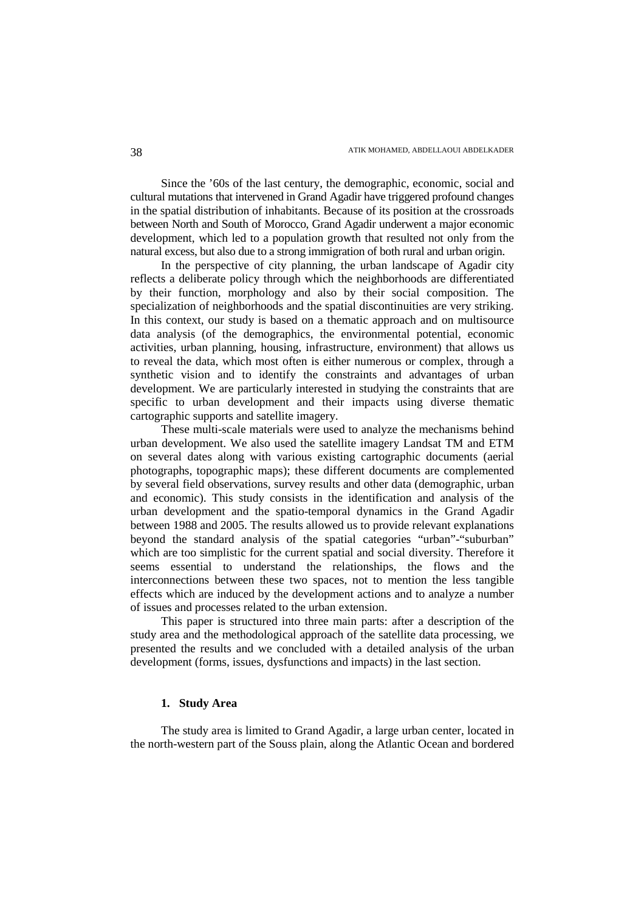Since the '60s of the last century, the demographic, economic, social and cultural mutations that intervened in Grand Agadir have triggered profound changes in the spatial distribution of inhabitants. Because of its position at the crossroads between North and South of Morocco, Grand Agadir underwent a major economic development, which led to a population growth that resulted not only from the natural excess, but also due to a strong immigration of both rural and urban origin.

In the perspective of city planning, the urban landscape of Agadir city reflects a deliberate policy through which the neighborhoods are differentiated by their function, morphology and also by their social composition. The specialization of neighborhoods and the spatial discontinuities are very striking. In this context, our study is based on a thematic approach and on multisource data analysis (of the demographics, the environmental potential, economic activities, urban planning, housing, infrastructure, environment) that allows us to reveal the data, which most often is either numerous or complex, through a synthetic vision and to identify the constraints and advantages of urban development. We are particularly interested in studying the constraints that are specific to urban development and their impacts using diverse thematic cartographic supports and satellite imagery.

These multi-scale materials were used to analyze the mechanisms behind urban development. We also used the satellite imagery Landsat TM and ETM on several dates along with various existing cartographic documents (aerial photographs, topographic maps); these different documents are complemented by several field observations, survey results and other data (demographic, urban and economic). This study consists in the identification and analysis of the urban development and the spatio-temporal dynamics in the Grand Agadir between 1988 and 2005. The results allowed us to provide relevant explanations beyond the standard analysis of the spatial categories "urban"-"suburban" which are too simplistic for the current spatial and social diversity. Therefore it seems essential to understand the relationships, the flows and the interconnections between these two spaces, not to mention the less tangible effects which are induced by the development actions and to analyze a number of issues and processes related to the urban extension.

This paper is structured into three main parts: after a description of the study area and the methodological approach of the satellite data processing, we presented the results and we concluded with a detailed analysis of the urban development (forms, issues, dysfunctions and impacts) in the last section.

## 1. Study Area

The study area is limited to Grand Agadir, a large urban center, located in the north-western part of the Souss plain, along the Atlantic Ocean and bordered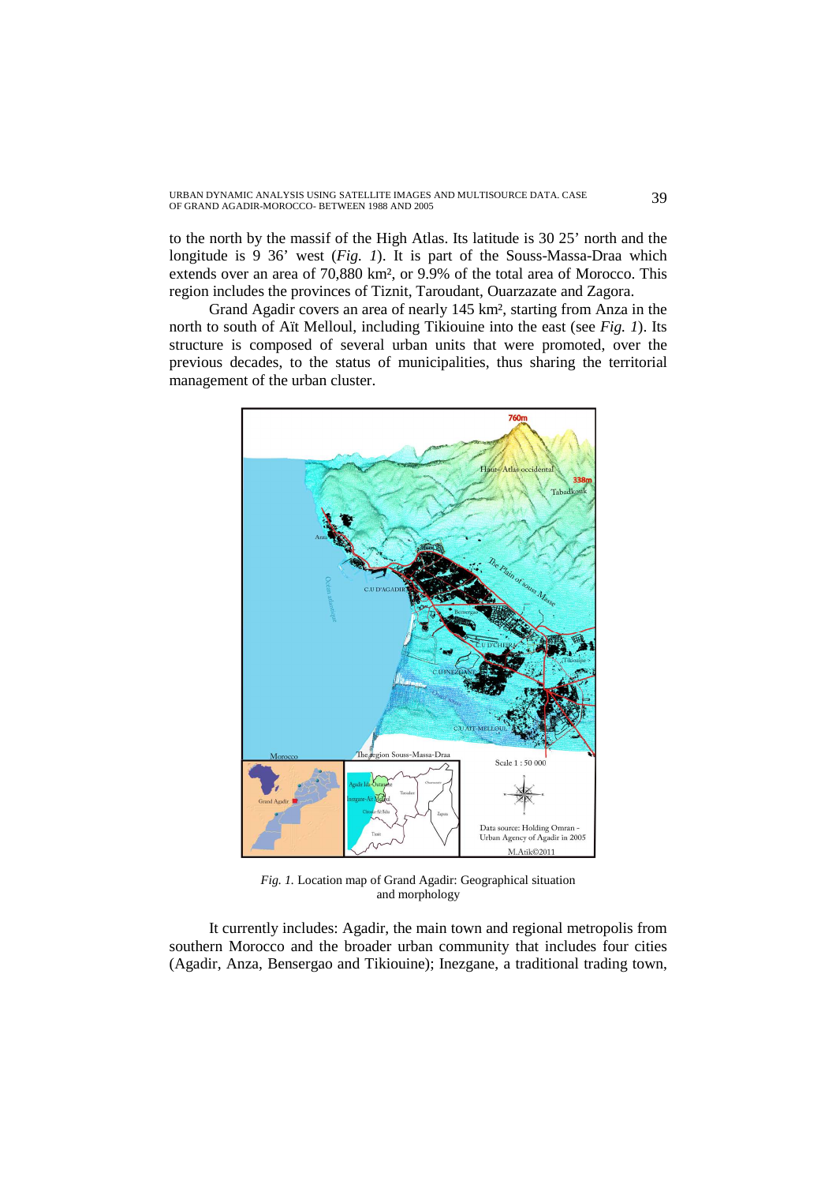to the north by the massif of the High Atlas. Its latitude is 30 25' north and the longitude is 9 36' west (*Fig. 1*). It is part of the Souss-Massa-Draa which extends over an area of 70,880 km², or 9.9% of the total area of Morocco. This region includes the provinces of Tiznit, Taroudant, Ouarzazate and Zagora.

Grand Agadir covers an area of nearly 145 km², starting from Anza in the north to south of Aït Melloul, including Tikiouine into the east (see *Fig. 1*). Its structure is composed of several urban units that were promoted, over the previous decades, to the status of municipalities, thus sharing the territorial management of the urban cluster.

*Fig. 1.* Location map of Grand Agadir: Geographical situation and morphology

It currently includes: Agadir, the main town and regional metropolis from southern Morocco and the broader urban community that includes four cities (Agadir, Anza, Bensergao and Tikiouine); Inezgane, a traditional trading town,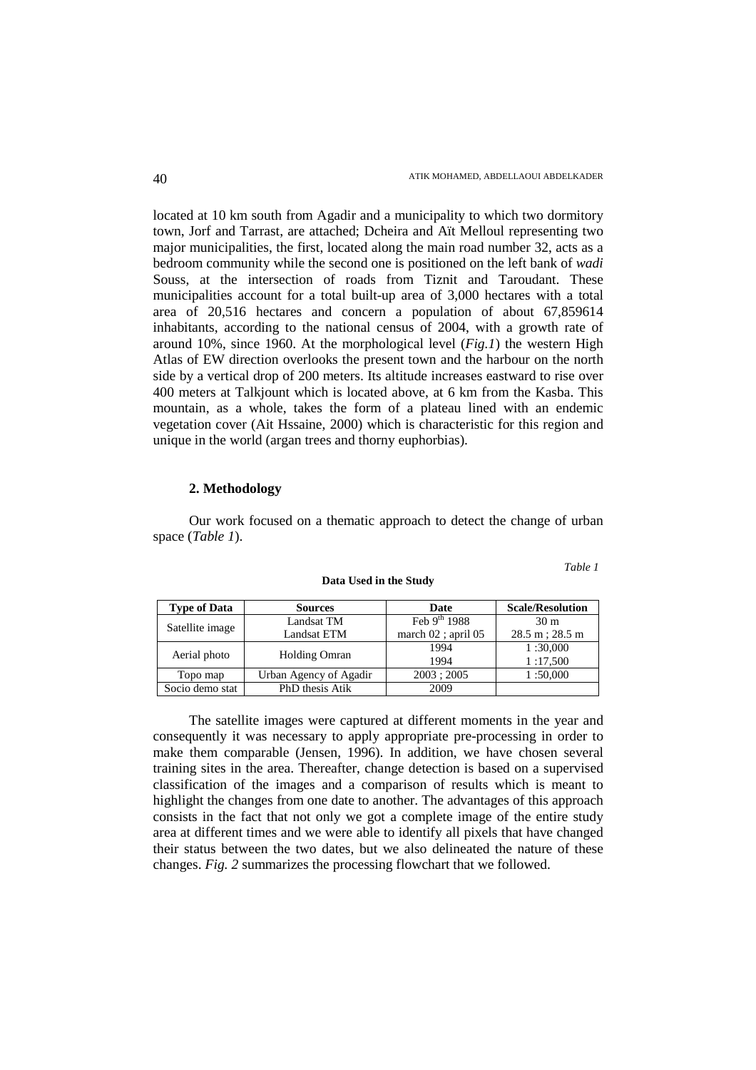located at 10 km south from Agadir and a municipality to which two dormitory town, Jorf and Tarrast, are attached; Dcheira and Aït Melloul representing two major municipalities, the first, located along the main road number 32, acts as a bedroom community while the second one is positioned on the left bank of *wadi* Souss, at the intersection of roads from Tiznit and Taroudant. These municipalities account for a total built-up area of 3,000 hectares with a total area of 20,516 hectares and concern a population of about 67,859614 inhabitants, according to the national census of 2004, with a growth rate of around 10%, since 1960. At the morphological level (*Fig.1*) the western High Atlas of EW direction overlooks the present town and the harbour on the north side by a vertical drop of 200 meters. Its altitude increases eastward to rise over 400 meters at Talkjount which is located above, at 6 km from the Kasba. This mountain, as a whole, takes the form of a plateau lined with an endemic vegetation cover (Ait Hssaine, 2000) which is characteristic for this region and unique in the world (argan trees and thorny euphorbias).

## 2. Methodology

Our work focused on a thematic approach to detect the change of urban space (*Table 1*).

*Table 1*

**Data Used in the Study**

| Type of Data | Sources | Date | Scale/Resolution |
|---|---|---|---|
| Satellite image | Landsat TM<br>Landsat ETM | Feb 9th 1988<br>march 02 ; april 05 | 30 m<br>28.5 m ; 28.5 m |
| Aerial photo | Holding Omran | 1994<br>1994 | 1 :30,000<br>1 :17,500 |
| Topo map | Urban Agency of Agadir | 2003 ; 2005 | 1 :50,000 |
| Socio demo stat | PhD thesis Atik | 2009 | |

The satellite images were captured at different moments in the year and consequently it was necessary to apply appropriate pre-processing in order to make them comparable (Jensen, 1996). In addition, we have chosen several training sites in the area. Thereafter, change detection is based on a supervised classification of the images and a comparison of results which is meant to highlight the changes from one date to another. The advantages of this approach consists in the fact that not only we got a complete image of the entire study area at different times and we were able to identify all pixels that have changed their status between the two dates, but we also delineated the nature of these changes. *Fig. 2* summarizes the processing flowchart that we followed.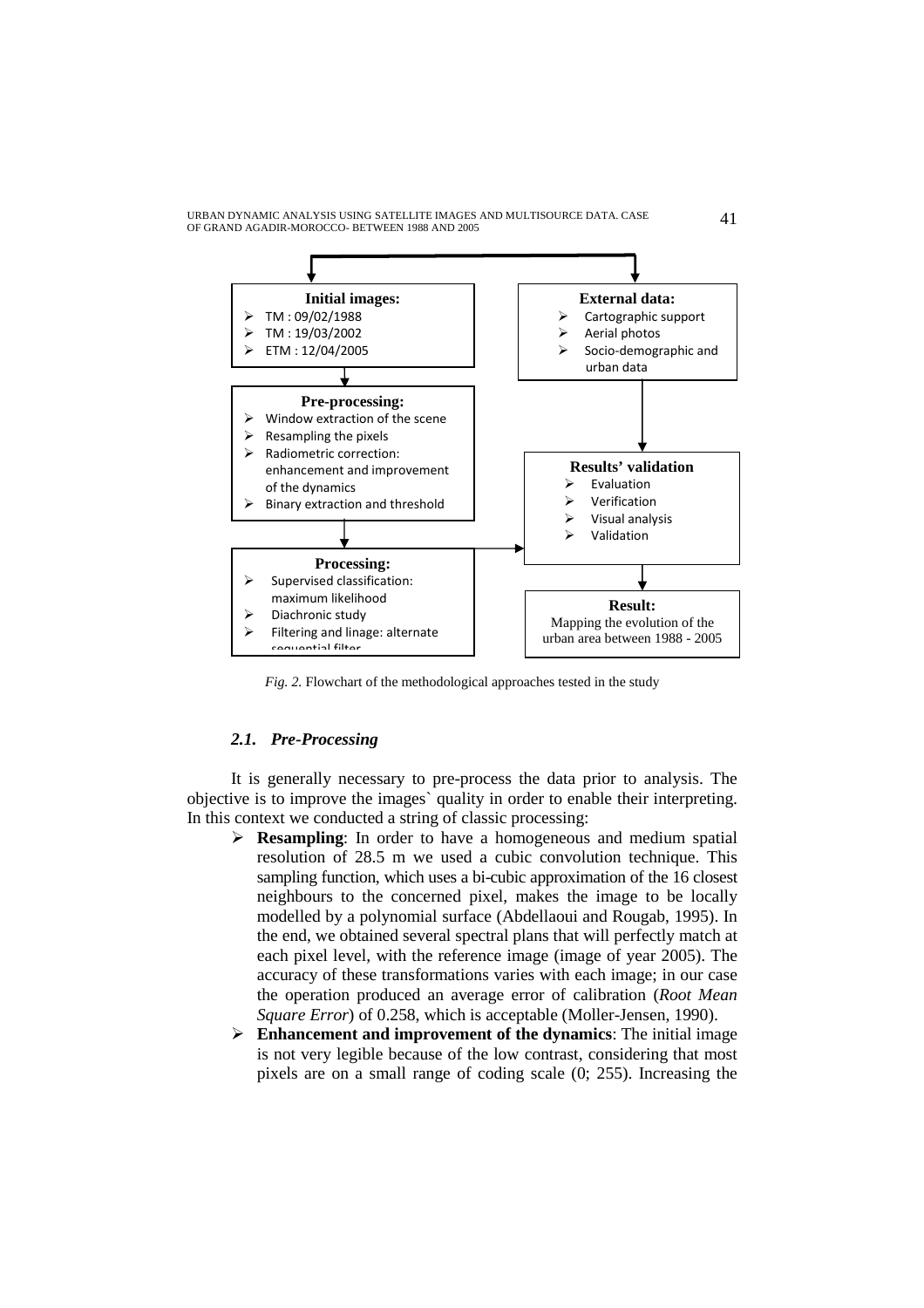**Initial images:**
- TM : 09/02/1988
- TM : 19/03/2002
- ETM : 12/04/2005

**External data:**
- Cartographic support
- Aerial photos
- Socio-demographic and urban data

**Pre-processing:**
- Window extraction of the scene
- Resampling the pixels
- Radiometric correction: enhancement and improvement of the dynamics
- Binary extraction and threshold

**Results' validation**
- Evaluation
- Verification
- Visual analysis
- Validation

**Processing:**
- Supervised classification: maximum likelihood
- Diachronic study
- Filtering and linage: alternate sequential filter

**Result:**
Mapping the evolution of the urban area between 1988 - 2005

*Fig. 2.* Flowchart of the methodological approaches tested in the study

### *2.1. Pre-Processing*

It is generally necessary to pre-process the data prior to analysis. The objective is to improve the images` quality in order to enable their interpreting. In this context we conducted a string of classic processing:

- **Resampling**: In order to have a homogeneous and medium spatial resolution of 28.5 m we used a cubic convolution technique. This sampling function, which uses a bi-cubic approximation of the 16 closest neighbours to the concerned pixel, makes the image to be locally modelled by a polynomial surface (Abdellaoui and Rougab, 1995). In the end, we obtained several spectral plans that will perfectly match at each pixel level, with the reference image (image of year 2005). The accuracy of these transformations varies with each image; in our case the operation produced an average error of calibration (*Root Mean Square Error*) of 0.258, which is acceptable (Moller-Jensen, 1990).
- **Enhancement and improvement of the dynamics**: The initial image is not very legible because of the low contrast, considering that most pixels are on a small range of coding scale (0; 255). Increasing the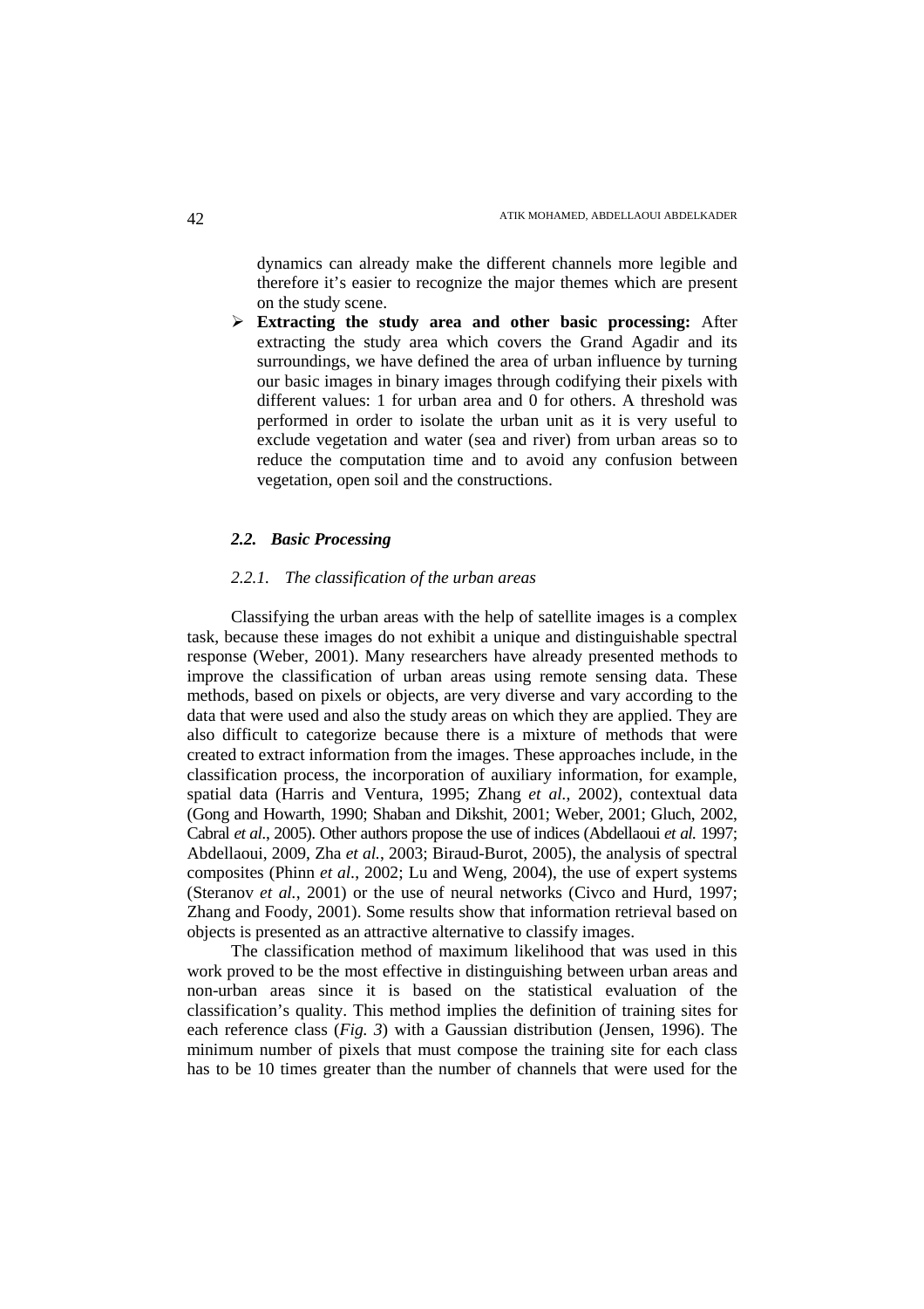dynamics can already make the different channels more legible and therefore it's easier to recognize the major themes which are present on the study scene.

- **Extracting the study area and other basic processing:** After extracting the study area which covers the Grand Agadir and its surroundings, we have defined the area of urban influence by turning our basic images in binary images through codifying their pixels with different values: 1 for urban area and 0 for others. A threshold was performed in order to isolate the urban unit as it is very useful to exclude vegetation and water (sea and river) from urban areas so to reduce the computation time and to avoid any confusion between vegetation, open soil and the constructions.

### *2.2. Basic Processing*

#### *2.2.1. The classification of the urban areas*

Classifying the urban areas with the help of satellite images is a complex task, because these images do not exhibit a unique and distinguishable spectral response (Weber, 2001). Many researchers have already presented methods to improve the classification of urban areas using remote sensing data. These methods, based on pixels or objects, are very diverse and vary according to the data that were used and also the study areas on which they are applied. They are also difficult to categorize because there is a mixture of methods that were created to extract information from the images. These approaches include, in the classification process, the incorporation of auxiliary information, for example, spatial data (Harris and Ventura, 1995; Zhang *et al.*, 2002), contextual data (Gong and Howarth, 1990; Shaban and Dikshit, 2001; Weber, 2001; Gluch, 2002, Cabral *et al*., 2005). Other authors propose the use of indices (Abdellaoui *et al.* 1997; Abdellaoui, 2009, Zha *et al.*, 2003; Biraud-Burot, 2005), the analysis of spectral composites (Phinn *et al*., 2002; Lu and Weng, 2004), the use of expert systems (Steranov *et al.*, 2001) or the use of neural networks (Civco and Hurd, 1997; Zhang and Foody, 2001). Some results show that information retrieval based on objects is presented as an attractive alternative to classify images.

The classification method of maximum likelihood that was used in this work proved to be the most effective in distinguishing between urban areas and non-urban areas since it is based on the statistical evaluation of the classification's quality. This method implies the definition of training sites for each reference class (*Fig. 3*) with a Gaussian distribution (Jensen, 1996). The minimum number of pixels that must compose the training site for each class has to be 10 times greater than the number of channels that were used for the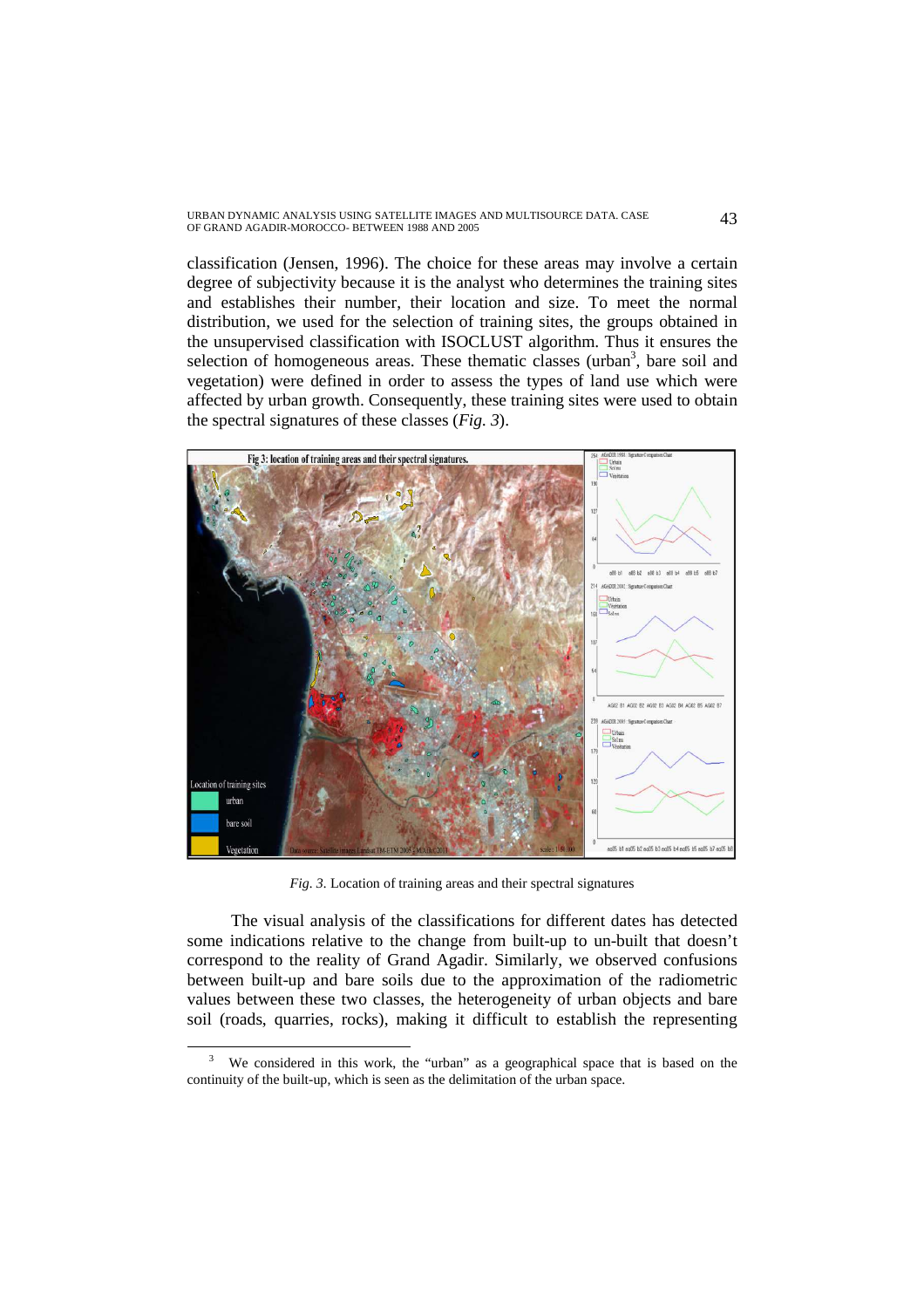classification (Jensen, 1996). The choice for these areas may involve a certain degree of subjectivity because it is the analyst who determines the training sites and establishes their number, their location and size. To meet the normal distribution, we used for the selection of training sites, the groups obtained in the unsupervised classification with ISOCLUST algorithm. Thus it ensures the selection of homogeneous areas. These thematic classes (urban[3], bare soil and vegetation) were defined in order to assess the types of land use which were affected by urban growth. Consequently, these training sites were used to obtain the spectral signatures of these classes (*Fig. 3*).

*Fig. 3.* Location of training areas and their spectral signatures

The visual analysis of the classifications for different dates has detected some indications relative to the change from built-up to un-built that doesn't correspond to the reality of Grand Agadir. Similarly, we observed confusions between built-up and bare soils due to the approximation of the radiometric values between these two classes, the heterogeneity of urban objects and bare soil (roads, quarries, rocks), making it difficult to establish the representing

[3] We considered in this work, the "urban" as a geographical space that is based on the continuity of the built-up, which is seen as the delimitation of the urban space.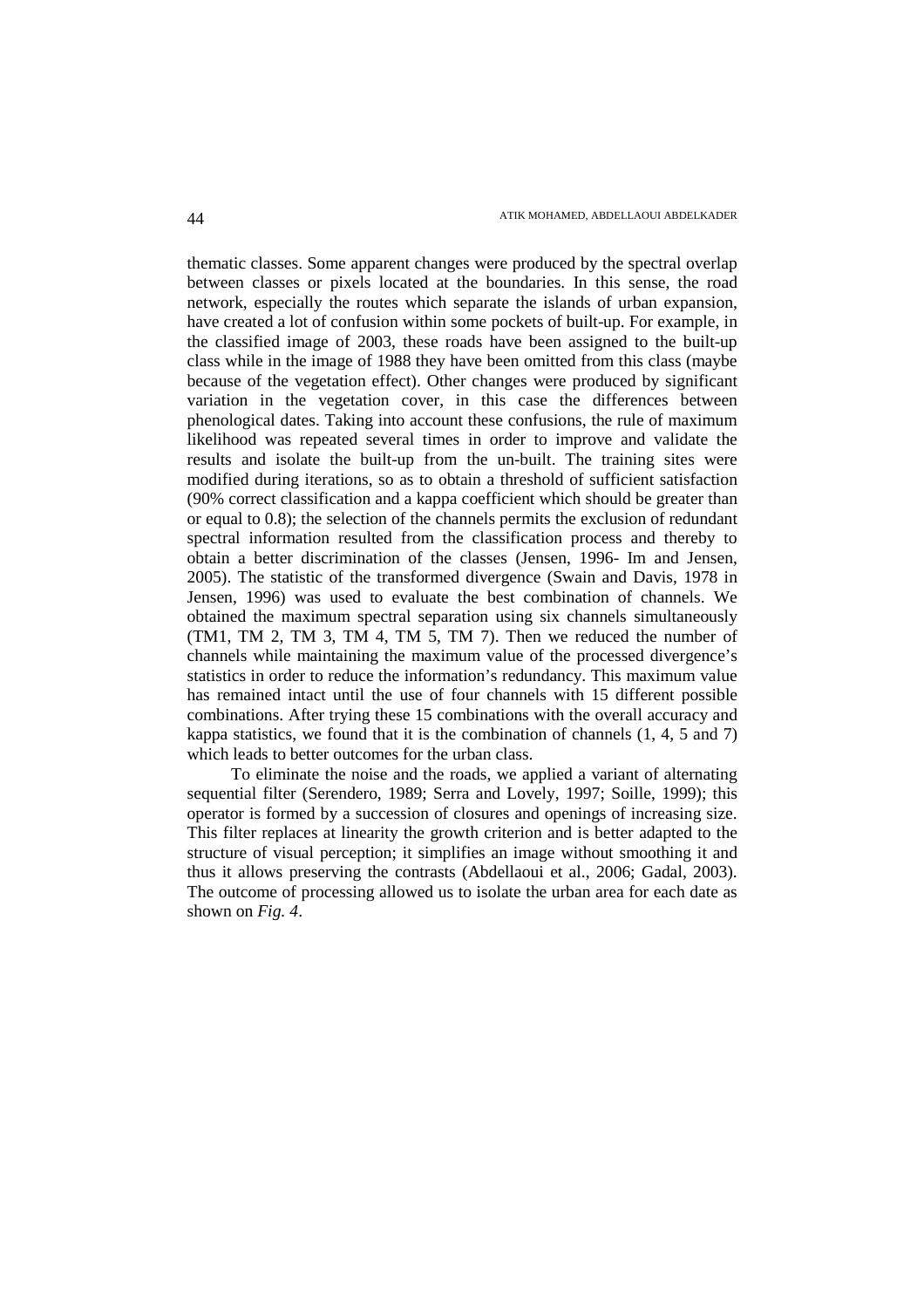thematic classes. Some apparent changes were produced by the spectral overlap between classes or pixels located at the boundaries. In this sense, the road network, especially the routes which separate the islands of urban expansion, have created a lot of confusion within some pockets of built-up. For example, in the classified image of 2003, these roads have been assigned to the built-up class while in the image of 1988 they have been omitted from this class (maybe because of the vegetation effect). Other changes were produced by significant variation in the vegetation cover, in this case the differences between phenological dates. Taking into account these confusions, the rule of maximum likelihood was repeated several times in order to improve and validate the results and isolate the built-up from the un-built. The training sites were modified during iterations, so as to obtain a threshold of sufficient satisfaction (90% correct classification and a kappa coefficient which should be greater than or equal to 0.8); the selection of the channels permits the exclusion of redundant spectral information resulted from the classification process and thereby to obtain a better discrimination of the classes (Jensen, 1996- Im and Jensen, 2005). The statistic of the transformed divergence (Swain and Davis, 1978 in Jensen, 1996) was used to evaluate the best combination of channels. We obtained the maximum spectral separation using six channels simultaneously (TM1, TM 2, TM 3, TM 4, TM 5, TM 7). Then we reduced the number of channels while maintaining the maximum value of the processed divergence's statistics in order to reduce the information's redundancy. This maximum value has remained intact until the use of four channels with 15 different possible combinations. After trying these 15 combinations with the overall accuracy and kappa statistics, we found that it is the combination of channels (1, 4, 5 and 7) which leads to better outcomes for the urban class.

To eliminate the noise and the roads, we applied a variant of alternating sequential filter (Serendero, 1989; Serra and Lovely, 1997; Soille, 1999); this operator is formed by a succession of closures and openings of increasing size. This filter replaces at linearity the growth criterion and is better adapted to the structure of visual perception; it simplifies an image without smoothing it and thus it allows preserving the contrasts (Abdellaoui et al., 2006; Gadal, 2003). The outcome of processing allowed us to isolate the urban area for each date as shown on *Fig. 4*.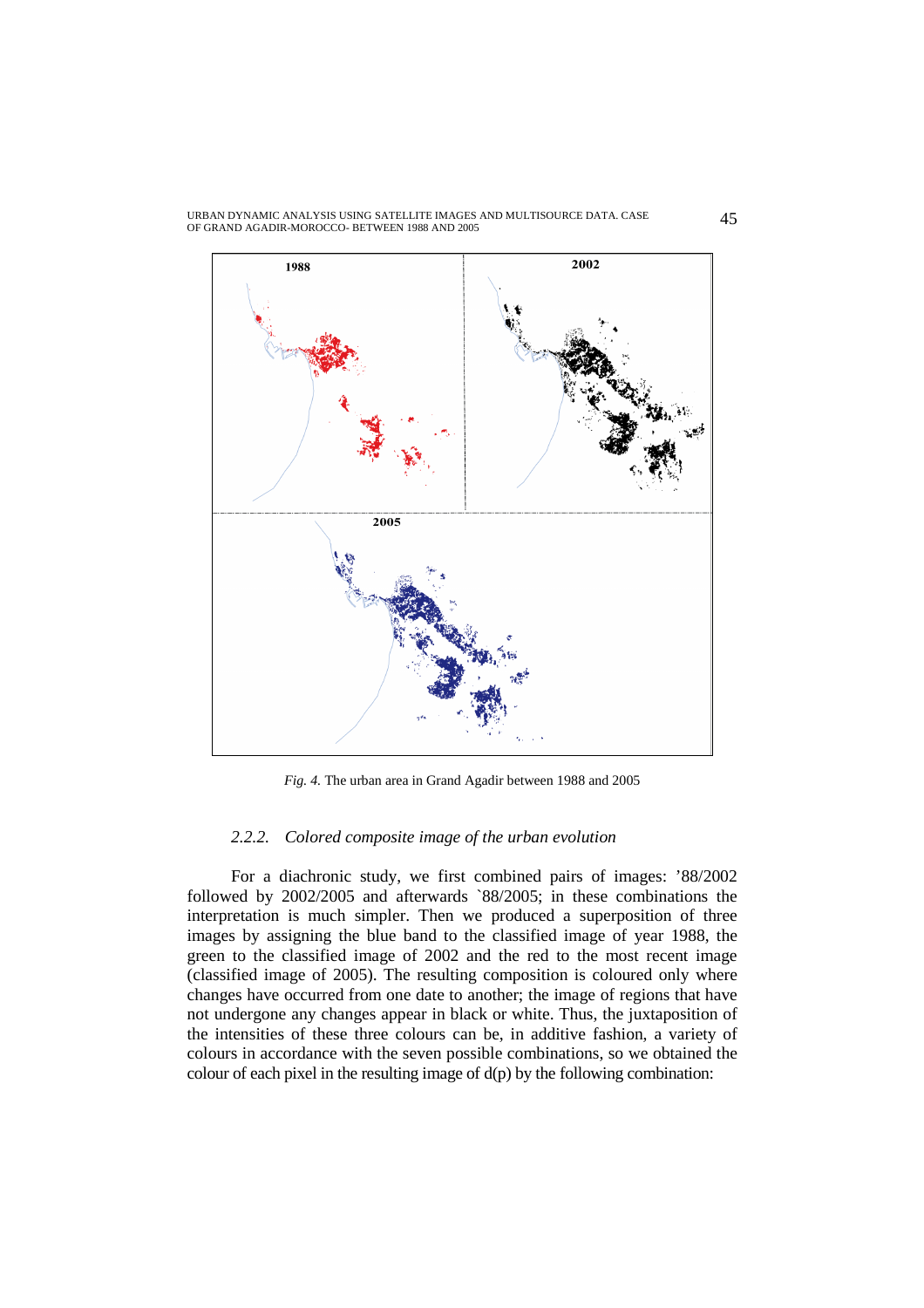*Fig. 4.* The urban area in Grand Agadir between 1988 and 2005

### *2.2.2. Colored composite image of the urban evolution*

For a diachronic study, we first combined pairs of images: '88/2002 followed by 2002/2005 and afterwards `88/2005; in these combinations the interpretation is much simpler. Then we produced a superposition of three images by assigning the blue band to the classified image of year 1988, the green to the classified image of 2002 and the red to the most recent image (classified image of 2005). The resulting composition is coloured only where changes have occurred from one date to another; the image of regions that have not undergone any changes appear in black or white. Thus, the juxtaposition of the intensities of these three colours can be, in additive fashion, a variety of colours in accordance with the seven possible combinations, so we obtained the colour of each pixel in the resulting image of d(p) by the following combination: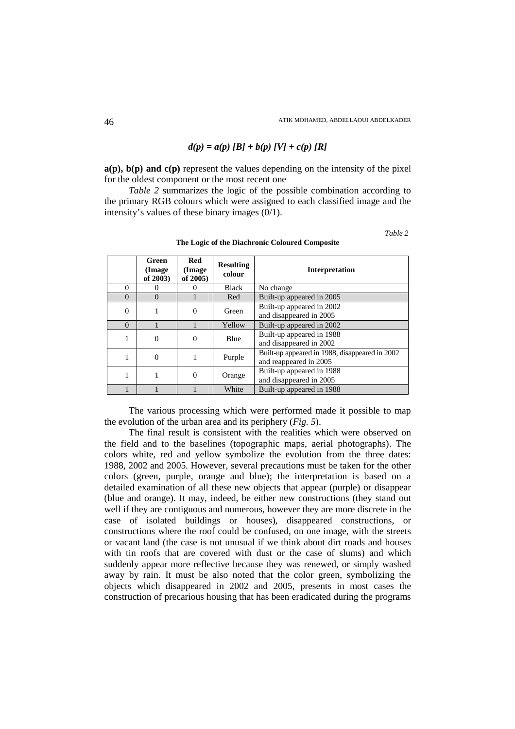$$d(p) = a(p)\,[B] + b(p)\,[V] + c(p)\,[R]$$

**a(p), b(p) and c(p)** represent the values depending on the intensity of the pixel for the oldest component or the most recent one

*Table 2* summarizes the logic of the possible combination according to the primary RGB colours which were assigned to each classified image and the intensity's values of these binary images (0/1).

*Table 2*

**The Logic of the Diachronic Coloured Composite**

| | Green (Image of 2003) | Red (Image of 2005) | Resulting colour | Interpretation |
|---|---|---|---|---|
| 0 | 0 | 0 | Black | No change |
| 0 | 0 | 1 | Red | Built-up appeared in 2005 |
| 0 | 1 | 0 | Green | Built-up appeared in 2002 and disappeared in 2005 |
| 0 | 1 | 1 | Yellow | Built-up appeared in 2002 |
| 1 | 0 | 0 | Blue | Built-up appeared in 1988 and disappeared in 2002 |
| 1 | 0 | 1 | Purple | Built-up appeared in 1988, disappeared in 2002 and reappeared in 2005 |
| 1 | 1 | 0 | Orange | Built-up appeared in 1988 and disappeared in 2005 |
| 1 | 1 | 1 | White | Built-up appeared in 1988 |

The various processing which were performed made it possible to map the evolution of the urban area and its periphery (*Fig. 5*).

The final result is consistent with the realities which were observed on the field and to the baselines (topographic maps, aerial photographs). The colors white, red and yellow symbolize the evolution from the three dates: 1988, 2002 and 2005. However, several precautions must be taken for the other colors (green, purple, orange and blue); the interpretation is based on a detailed examination of all these new objects that appear (purple) or disappear (blue and orange). It may, indeed, be either new constructions (they stand out well if they are contiguous and numerous, however they are more discrete in the case of isolated buildings or houses), disappeared constructions, or constructions where the roof could be confused, on one image, with the streets or vacant land (the case is not unusual if we think about dirt roads and houses with tin roofs that are covered with dust or the case of slums) and which suddenly appear more reflective because they was renewed, or simply washed away by rain. It must be also noted that the color green, symbolizing the objects which disappeared in 2002 and 2005, presents in most cases the construction of precarious housing that has been eradicated during the programs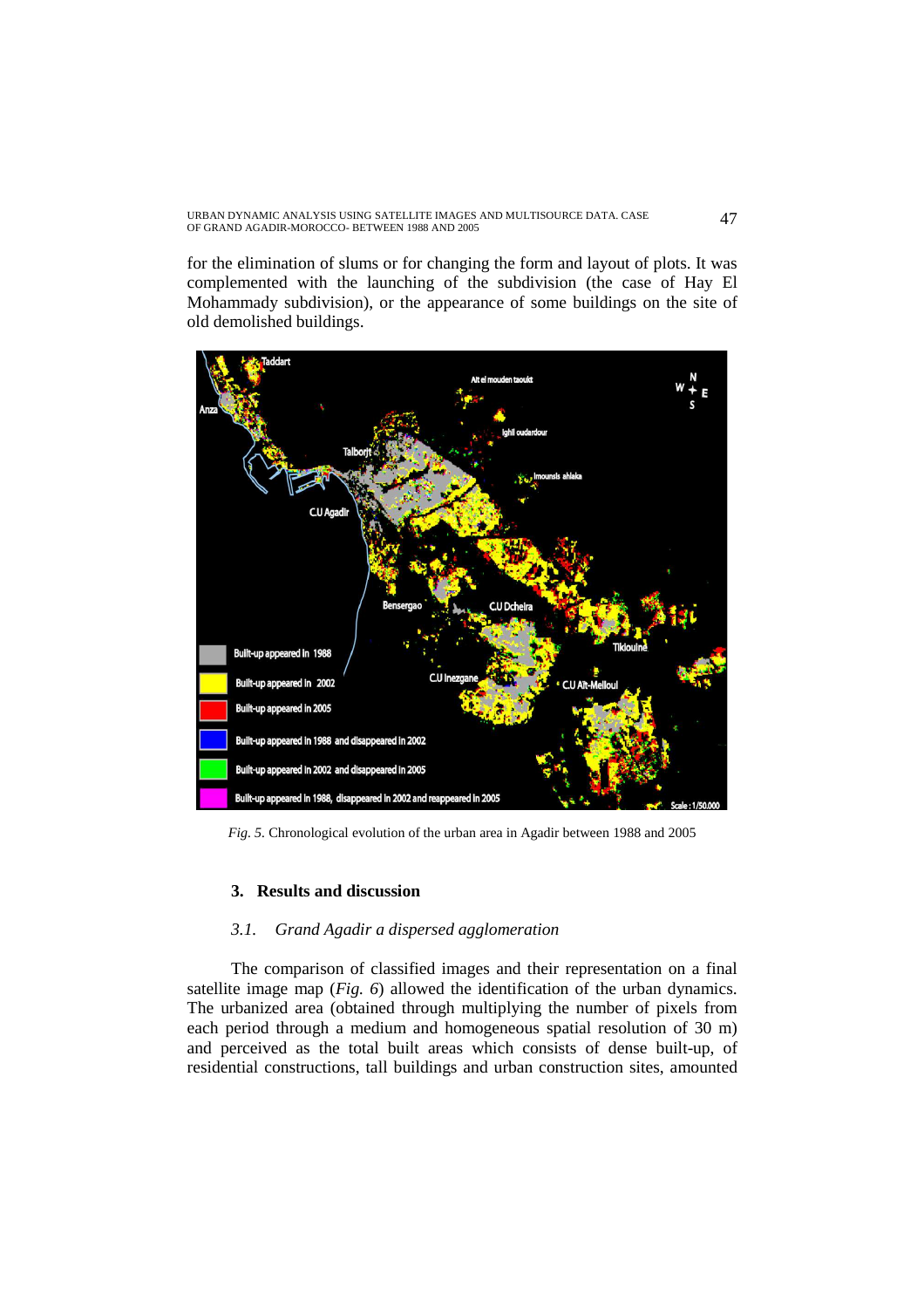for the elimination of slums or for changing the form and layout of plots. It was complemented with the launching of the subdivision (the case of Hay El Mohammady subdivision), or the appearance of some buildings on the site of old demolished buildings.

*Fig. 5.* Chronological evolution of the urban area in Agadir between 1988 and 2005

## 3. Results and discussion

### *3.1. Grand Agadir a dispersed agglomeration*

The comparison of classified images and their representation on a final satellite image map (*Fig. 6*) allowed the identification of the urban dynamics. The urbanized area (obtained through multiplying the number of pixels from each period through a medium and homogeneous spatial resolution of 30 m) and perceived as the total built areas which consists of dense built-up, of residential constructions, tall buildings and urban construction sites, amounted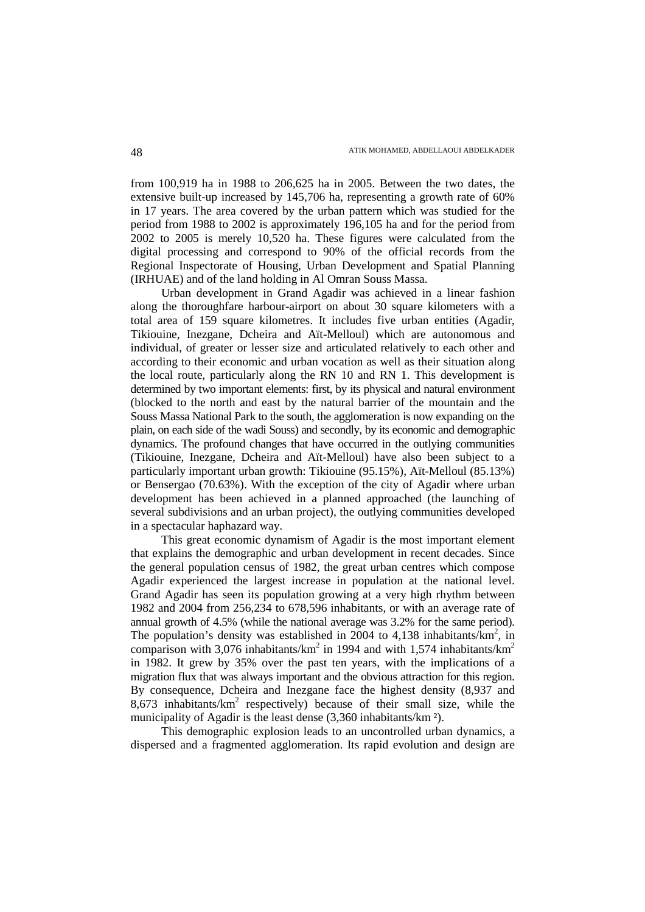from 100,919 ha in 1988 to 206,625 ha in 2005. Between the two dates, the extensive built-up increased by 145,706 ha, representing a growth rate of 60% in 17 years. The area covered by the urban pattern which was studied for the period from 1988 to 2002 is approximately 196,105 ha and for the period from 2002 to 2005 is merely 10,520 ha. These figures were calculated from the digital processing and correspond to 90% of the official records from the Regional Inspectorate of Housing, Urban Development and Spatial Planning (IRHUAE) and of the land holding in Al Omran Souss Massa.

Urban development in Grand Agadir was achieved in a linear fashion along the thoroughfare harbour-airport on about 30 square kilometers with a total area of 159 square kilometres. It includes five urban entities (Agadir, Tikiouine, Inezgane, Dcheira and Aït-Melloul) which are autonomous and individual, of greater or lesser size and articulated relatively to each other and according to their economic and urban vocation as well as their situation along the local route, particularly along the RN 10 and RN 1. This development is determined by two important elements: first, by its physical and natural environment (blocked to the north and east by the natural barrier of the mountain and the Souss Massa National Park to the south, the agglomeration is now expanding on the plain, on each side of the wadi Souss) and secondly, by its economic and demographic dynamics. The profound changes that have occurred in the outlying communities (Tikiouine, Inezgane, Dcheira and Aït-Melloul) have also been subject to a particularly important urban growth: Tikiouine (95.15%), Aït-Melloul (85.13%) or Bensergao (70.63%). With the exception of the city of Agadir where urban development has been achieved in a planned approached (the launching of several subdivisions and an urban project), the outlying communities developed in a spectacular haphazard way.

This great economic dynamism of Agadir is the most important element that explains the demographic and urban development in recent decades. Since the general population census of 1982, the great urban centres which compose Agadir experienced the largest increase in population at the national level. Grand Agadir has seen its population growing at a very high rhythm between 1982 and 2004 from 256,234 to 678,596 inhabitants, or with an average rate of annual growth of 4.5% (while the national average was 3.2% for the same period). The population's density was established in 2004 to 4,138 inhabitants/km$^2$, in comparison with 3,076 inhabitants/km$^2$ in 1994 and with 1,574 inhabitants/km$^2$ in 1982. It grew by 35% over the past ten years, with the implications of a migration flux that was always important and the obvious attraction for this region. By consequence, Dcheira and Inezgane face the highest density (8,937 and 8,673 inhabitants/km$^2$ respectively) because of their small size, while the municipality of Agadir is the least dense (3,360 inhabitants/km$^2$).

This demographic explosion leads to an uncontrolled urban dynamics, a dispersed and a fragmented agglomeration. Its rapid evolution and design are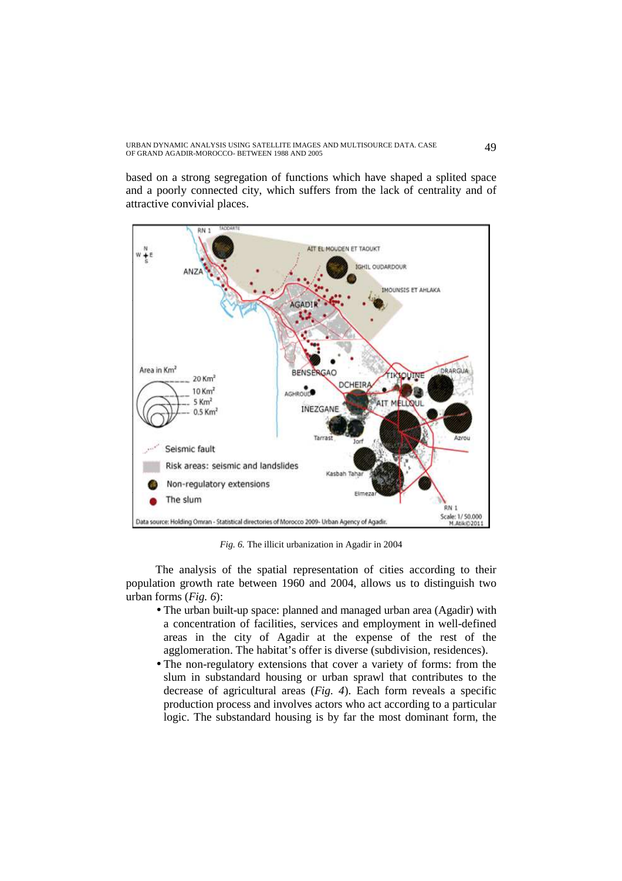based on a strong segregation of functions which have shaped a splited space and a poorly connected city, which suffers from the lack of centrality and of attractive convivial places.

*Fig. 6.* The illicit urbanization in Agadir in 2004

The analysis of the spatial representation of cities according to their population growth rate between 1960 and 2004, allows us to distinguish two urban forms (*Fig. 6*):

- The urban built-up space: planned and managed urban area (Agadir) with a concentration of facilities, services and employment in well-defined areas in the city of Agadir at the expense of the rest of the agglomeration. The habitat's offer is diverse (subdivision, residences).
- The non-regulatory extensions that cover a variety of forms: from the slum in substandard housing or urban sprawl that contributes to the decrease of agricultural areas (*Fig. 4*). Each form reveals a specific production process and involves actors who act according to a particular logic. The substandard housing is by far the most dominant form, the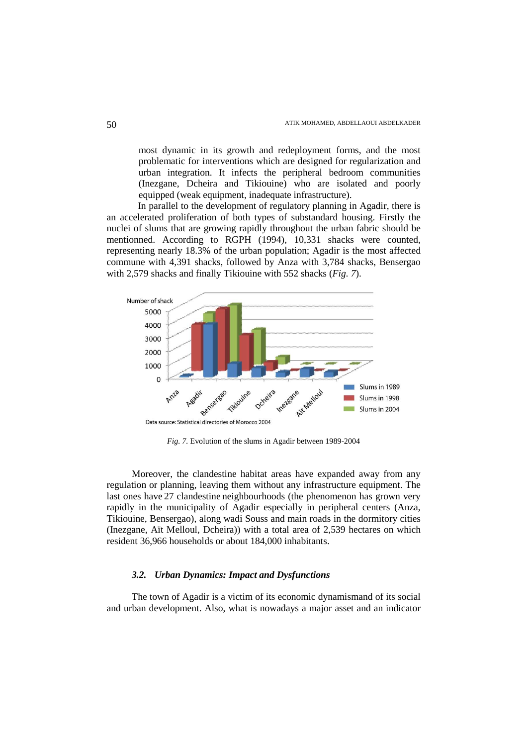most dynamic in its growth and redeployment forms, and the most problematic for interventions which are designed for regularization and urban integration. It infects the peripheral bedroom communities (Inezgane, Dcheira and Tikiouine) who are isolated and poorly equipped (weak equipment, inadequate infrastructure).

In parallel to the development of regulatory planning in Agadir, there is an accelerated proliferation of both types of substandard housing. Firstly the nuclei of slums that are growing rapidly throughout the urban fabric should be mentionned. According to RGPH (1994), 10,331 shacks were counted, representing nearly 18.3% of the urban population; Agadir is the most affected commune with 4,391 shacks, followed by Anza with 3,784 shacks, Bensergao with 2,579 shacks and finally Tikiouine with 552 shacks (*Fig. 7*).

*Fig. 7*. Evolution of the slums in Agadir between 1989-2004

Moreover, the clandestine habitat areas have expanded away from any regulation or planning, leaving them without any infrastructure equipment. The last ones have 27 clandestine neighbourhoods (the phenomenon has grown very rapidly in the municipality of Agadir especially in peripheral centers (Anza, Tikiouine, Bensergao), along wadi Souss and main roads in the dormitory cities (Inezgane, Aït Melloul, Dcheira)) with a total area of 2,539 hectares on which resident 36,966 households or about 184,000 inhabitants.

### *3.2. Urban Dynamics: Impact and Dysfunctions*

The town of Agadir is a victim of its economic dynamismand of its social and urban development. Also, what is nowadays a major asset and an indicator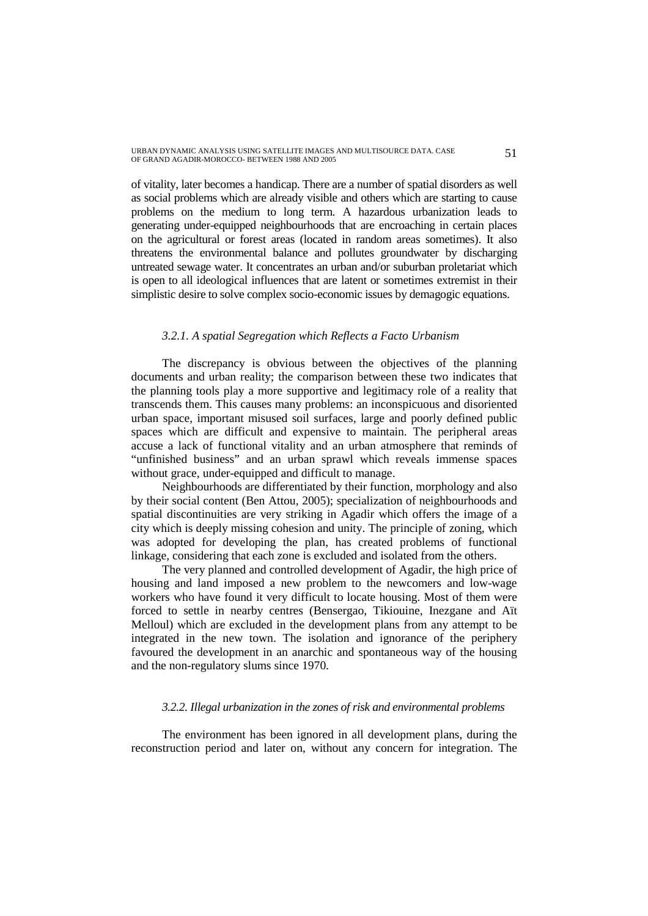of vitality, later becomes a handicap. There are a number of spatial disorders as well as social problems which are already visible and others which are starting to cause problems on the medium to long term. A hazardous urbanization leads to generating under-equipped neighbourhoods that are encroaching in certain places on the agricultural or forest areas (located in random areas sometimes). It also threatens the environmental balance and pollutes groundwater by discharging untreated sewage water. It concentrates an urban and/or suburban proletariat which is open to all ideological influences that are latent or sometimes extremist in their simplistic desire to solve complex socio-economic issues by demagogic equations.

#### *3.2.1. A spatial Segregation which Reflects a Facto Urbanism*

The discrepancy is obvious between the objectives of the planning documents and urban reality; the comparison between these two indicates that the planning tools play a more supportive and legitimacy role of a reality that transcends them. This causes many problems: an inconspicuous and disoriented urban space, important misused soil surfaces, large and poorly defined public spaces which are difficult and expensive to maintain. The peripheral areas accuse a lack of functional vitality and an urban atmosphere that reminds of "unfinished business" and an urban sprawl which reveals immense spaces without grace, under-equipped and difficult to manage.

Neighbourhoods are differentiated by their function, morphology and also by their social content (Ben Attou, 2005); specialization of neighbourhoods and spatial discontinuities are very striking in Agadir which offers the image of a city which is deeply missing cohesion and unity. The principle of zoning, which was adopted for developing the plan, has created problems of functional linkage, considering that each zone is excluded and isolated from the others.

The very planned and controlled development of Agadir, the high price of housing and land imposed a new problem to the newcomers and low-wage workers who have found it very difficult to locate housing. Most of them were forced to settle in nearby centres (Bensergao, Tikiouine, Inezgane and Aït Melloul) which are excluded in the development plans from any attempt to be integrated in the new town. The isolation and ignorance of the periphery favoured the development in an anarchic and spontaneous way of the housing and the non-regulatory slums since 1970.

#### *3.2.2. Illegal urbanization in the zones of risk and environmental problems*

The environment has been ignored in all development plans, during the reconstruction period and later on, without any concern for integration. The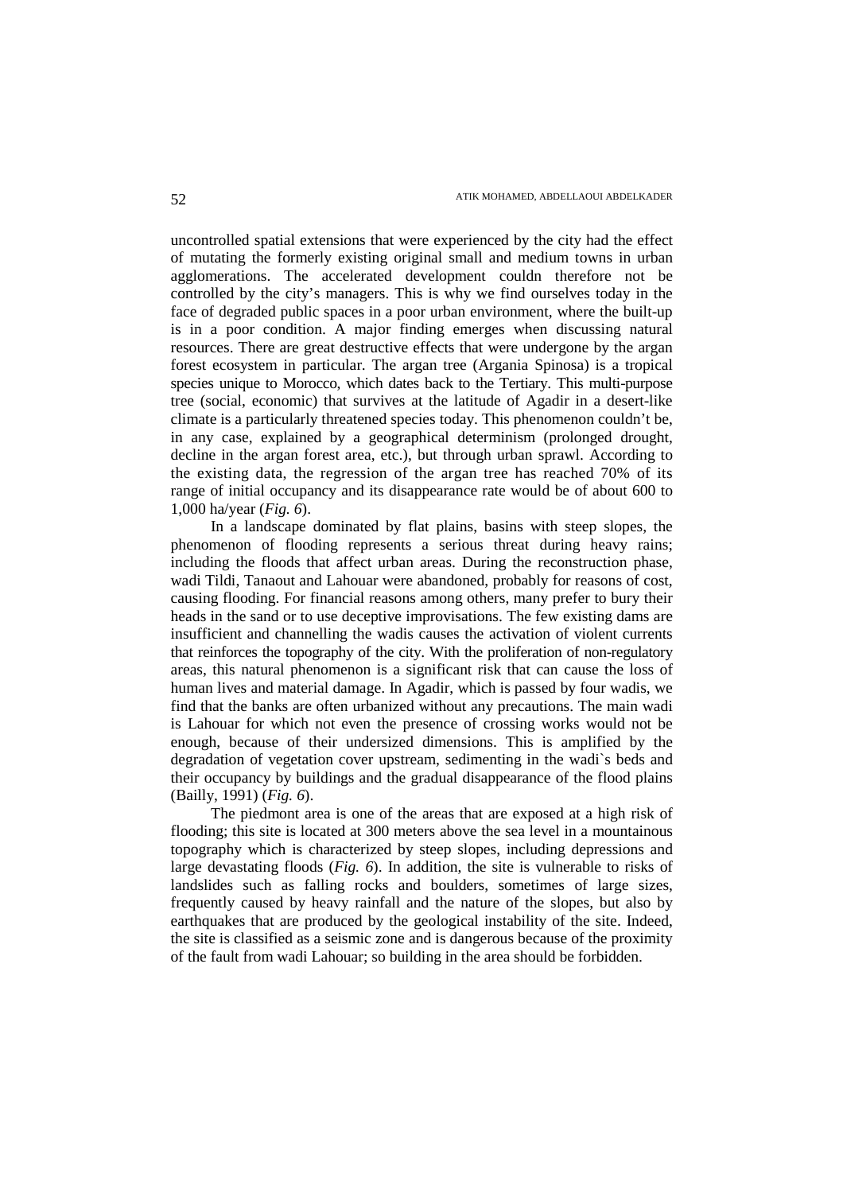uncontrolled spatial extensions that were experienced by the city had the effect of mutating the formerly existing original small and medium towns in urban agglomerations. The accelerated development couldn therefore not be controlled by the city's managers. This is why we find ourselves today in the face of degraded public spaces in a poor urban environment, where the built-up is in a poor condition. A major finding emerges when discussing natural resources. There are great destructive effects that were undergone by the argan forest ecosystem in particular. The argan tree (Argania Spinosa) is a tropical species unique to Morocco, which dates back to the Tertiary. This multi-purpose tree (social, economic) that survives at the latitude of Agadir in a desert-like climate is a particularly threatened species today. This phenomenon couldn't be, in any case, explained by a geographical determinism (prolonged drought, decline in the argan forest area, etc.), but through urban sprawl. According to the existing data, the regression of the argan tree has reached 70% of its range of initial occupancy and its disappearance rate would be of about 600 to 1,000 ha/year (*Fig. 6*).

In a landscape dominated by flat plains, basins with steep slopes, the phenomenon of flooding represents a serious threat during heavy rains; including the floods that affect urban areas. During the reconstruction phase, wadi Tildi, Tanaout and Lahouar were abandoned, probably for reasons of cost, causing flooding. For financial reasons among others, many prefer to bury their heads in the sand or to use deceptive improvisations. The few existing dams are insufficient and channelling the wadis causes the activation of violent currents that reinforces the topography of the city. With the proliferation of non-regulatory areas, this natural phenomenon is a significant risk that can cause the loss of human lives and material damage. In Agadir, which is passed by four wadis, we find that the banks are often urbanized without any precautions. The main wadi is Lahouar for which not even the presence of crossing works would not be enough, because of their undersized dimensions. This is amplified by the degradation of vegetation cover upstream, sedimenting in the wadi`s beds and their occupancy by buildings and the gradual disappearance of the flood plains (Bailly, 1991) (*Fig. 6*).

The piedmont area is one of the areas that are exposed at a high risk of flooding; this site is located at 300 meters above the sea level in a mountainous topography which is characterized by steep slopes, including depressions and large devastating floods (*Fig. 6*). In addition, the site is vulnerable to risks of landslides such as falling rocks and boulders, sometimes of large sizes, frequently caused by heavy rainfall and the nature of the slopes, but also by earthquakes that are produced by the geological instability of the site. Indeed, the site is classified as a seismic zone and is dangerous because of the proximity of the fault from wadi Lahouar; so building in the area should be forbidden.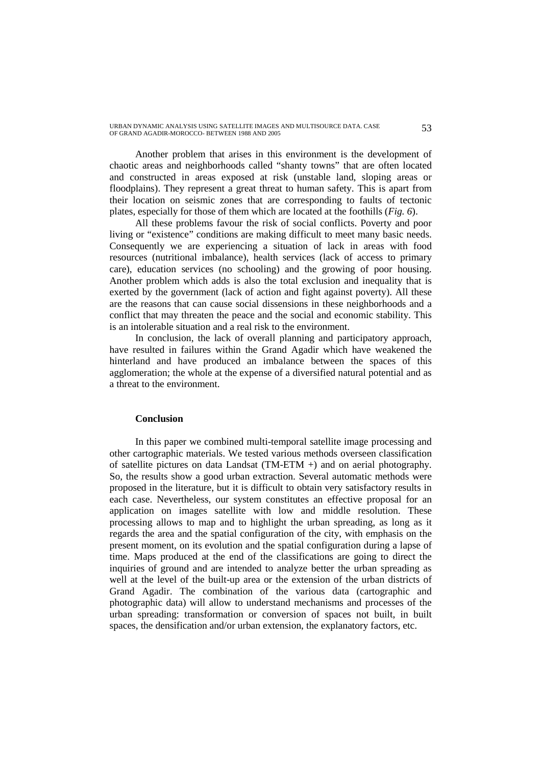Another problem that arises in this environment is the development of chaotic areas and neighborhoods called "shanty towns" that are often located and constructed in areas exposed at risk (unstable land, sloping areas or floodplains). They represent a great threat to human safety. This is apart from their location on seismic zones that are corresponding to faults of tectonic plates, especially for those of them which are located at the foothills (*Fig. 6*).

All these problems favour the risk of social conflicts. Poverty and poor living or "existence" conditions are making difficult to meet many basic needs. Consequently we are experiencing a situation of lack in areas with food resources (nutritional imbalance), health services (lack of access to primary care), education services (no schooling) and the growing of poor housing. Another problem which adds is also the total exclusion and inequality that is exerted by the government (lack of action and fight against poverty). All these are the reasons that can cause social dissensions in these neighborhoods and a conflict that may threaten the peace and the social and economic stability. This is an intolerable situation and a real risk to the environment.

In conclusion, the lack of overall planning and participatory approach, have resulted in failures within the Grand Agadir which have weakened the hinterland and have produced an imbalance between the spaces of this agglomeration; the whole at the expense of a diversified natural potential and as a threat to the environment.

## Conclusion

In this paper we combined multi-temporal satellite image processing and other cartographic materials. We tested various methods overseen classification of satellite pictures on data Landsat (TM-ETM +) and on aerial photography. So, the results show a good urban extraction. Several automatic methods were proposed in the literature, but it is difficult to obtain very satisfactory results in each case. Nevertheless, our system constitutes an effective proposal for an application on images satellite with low and middle resolution. These processing allows to map and to highlight the urban spreading, as long as it regards the area and the spatial configuration of the city, with emphasis on the present moment, on its evolution and the spatial configuration during a lapse of time. Maps produced at the end of the classifications are going to direct the inquiries of ground and are intended to analyze better the urban spreading as well at the level of the built-up area or the extension of the urban districts of Grand Agadir. The combination of the various data (cartographic and photographic data) will allow to understand mechanisms and processes of the urban spreading: transformation or conversion of spaces not built, in built spaces, the densification and/or urban extension, the explanatory factors, etc.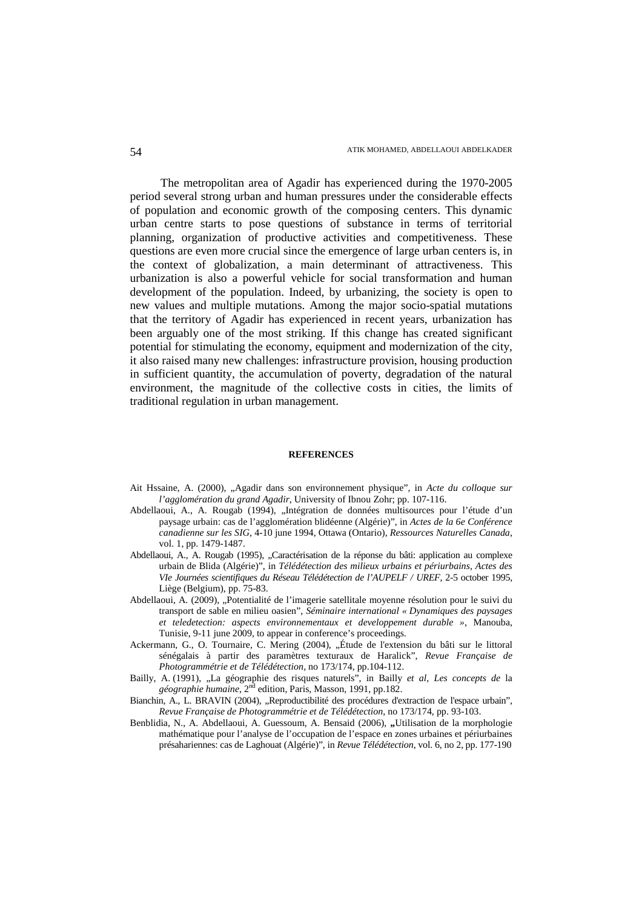The metropolitan area of Agadir has experienced during the 1970-2005 period several strong urban and human pressures under the considerable effects of population and economic growth of the composing centers. This dynamic urban centre starts to pose questions of substance in terms of territorial planning, organization of productive activities and competitiveness. These questions are even more crucial since the emergence of large urban centers is, in the context of globalization, a main determinant of attractiveness. This urbanization is also a powerful vehicle for social transformation and human development of the population. Indeed, by urbanizing, the society is open to new values and multiple mutations. Among the major socio-spatial mutations that the territory of Agadir has experienced in recent years, urbanization has been arguably one of the most striking. If this change has created significant potential for stimulating the economy, equipment and modernization of the city, it also raised many new challenges: infrastructure provision, housing production in sufficient quantity, the accumulation of poverty, degradation of the natural environment, the magnitude of the collective costs in cities, the limits of traditional regulation in urban management.

## REFERENCES

Ait Hssaine, A. (2000), „Agadir dans son environnement physique", in *Acte du colloque sur l'agglomération du grand Agadir*, University of Ibnou Zohr; pp. 107-116.

Abdellaoui, A., A. Rougab (1994), „Intégration de données multisources pour l'étude d'un paysage urbain: cas de l'agglomération blidéenne (Algérie)", in *Actes de la 6e Conférence canadienne sur les SIG*, 4-10 june 1994, Ottawa (Ontario), *Ressources Naturelles Canada*, vol. 1, pp. 1479-1487.

Abdellaoui, A., A. Rougab (1995), „Caractérisation de la réponse du bâti: application au complexe urbain de Blida (Algérie)", in *Télédétection des milieux urbains et périurbains, Actes des VIe Journées scientifiques du Réseau Télédétection de l'AUPELF / UREF*, 2-5 october 1995, Liège (Belgium), pp. 75-83.

Abdellaoui, A. (2009), „Potentialité de l'imagerie satellitale moyenne résolution pour le suivi du transport de sable en milieu oasien", *Séminaire international « Dynamiques des paysages et teledetection: aspects environnementaux et developpement durable »*, Manouba, Tunisie, 9-11 june 2009, to appear in conference's proceedings.

Ackermann, G., O. Tournaire, C. Mering (2004), „Étude de l'extension du bâti sur le littoral sénégalais à partir des paramètres texturaux de Haralick", *Revue Française de Photogrammétrie et de Télédétection*, no 173/174, pp.104-112.

Bailly, A. (1991), „La géographie des risques naturels", in Bailly *et al*, *Les concepts de* la *géographie humaine*, 2nd edition, Paris, Masson, 1991, pp.182.

Bianchin, A., L. BRAVIN (2004), „Reproductibilité des procédures d'extraction de l'espace urbain", *Revue Française de Photogrammétrie et de Télédétection*, no 173/174, pp. 93-103.

Benblidia, N., A. Abdellaoui, A. Guessoum, A. Bensaid (2006), „Utilisation de la morphologie mathématique pour l'analyse de l'occupation de l'espace en zones urbaines et périurbaines présahariennes: cas de Laghouat (Algérie)", in *Revue Télédétection*, vol. 6, no 2, pp. 177-190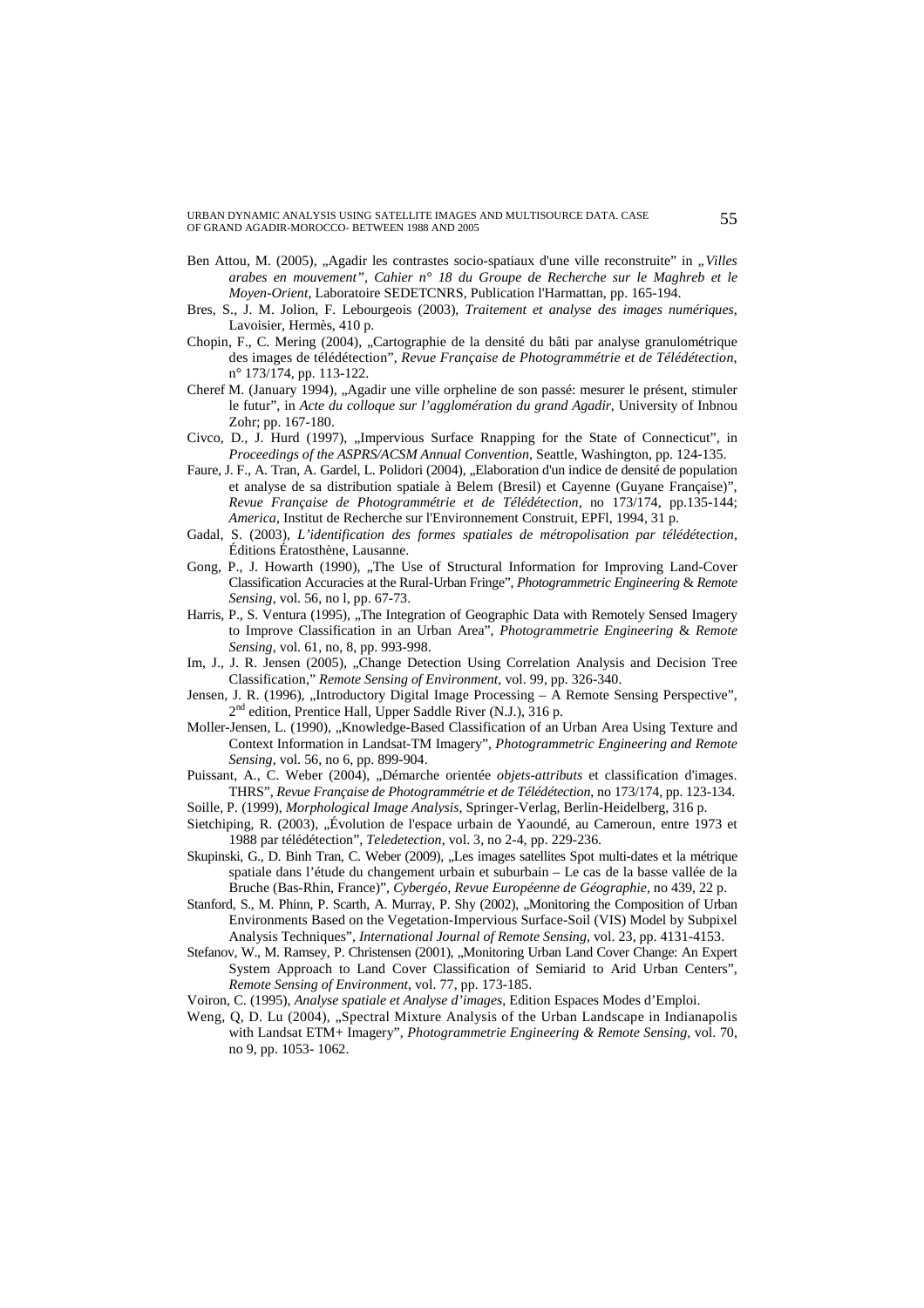Ben Attou, M. (2005), „Agadir les contrastes socio-spatiaux d'une ville reconstruite" in *„Villes arabes en mouvement", Cahier n° 18 du Groupe de Recherche sur le Maghreb et le Moyen-Orient*, Laboratoire SEDETCNRS, Publication l'Harmattan, pp. 165-194.

Bres, S., J. M. Jolion, F. Lebourgeois (2003), *Traitement et analyse des images numériques*, Lavoisier, Hermès, 410 p.

Chopin, F., C. Mering (2004), „Cartographie de la densité du bâti par analyse granulométrique des images de télédétection", *Revue Française de Photogrammétrie et de Télédétection*, n° 173/174, pp. 113-122.

Cheref M. (January 1994), „Agadir une ville orpheline de son passé: mesurer le présent, stimuler le futur", in *Acte du colloque sur l'agglomération du grand Agadir*, University of Inbnou Zohr; pp. 167-180.

Civco, D., J. Hurd (1997), „Impervious Surface Rnapping for the State of Connecticut", in *Proceedings of the ASPRS/ACSM Annual Convention*, Seattle, Washington, pp. 124-135.

Faure, J. F., A. Tran, A. Gardel, L. Polidori (2004), „Elaboration d'un indice de densité de population et analyse de sa distribution spatiale à Belem (Bresil) et Cayenne (Guyane Française)", *Revue Française de Photogrammétrie et de Télédétection*, no 173/174, pp.135-144; *America*, Institut de Recherche sur l'Environnement Construit, EPFl, 1994, 31 p.

Gadal, S. (2003), *L'identification des formes spatiales de métropolisation par télédétection*, Éditions Ératosthène, Lausanne.

Gong, P., J. Howarth (1990), „The Use of Structural Information for Improving Land-Cover Classification Accuracies at the Rural-Urban Fringe", *Photogrammetric Engineering & Remote Sensing*, vol. 56, no l, pp. 67-73.

Harris, P., S. Ventura (1995), „The Integration of Geographic Data with Remotely Sensed Imagery to Improve Classification in an Urban Area", *Photogrammetrie Engineering & Remote Sensing*, vol. 61, no, 8, pp. 993-998.

Im, J., J. R. Jensen (2005), „Change Detection Using Correlation Analysis and Decision Tree Classification," *Remote Sensing of Environment*, vol. 99, pp. 326-340.

Jensen, J. R. (1996), „Introductory Digital Image Processing – A Remote Sensing Perspective", 2nd edition, Prentice Hall, Upper Saddle River (N.J.), 316 p.

Moller-Jensen, L. (1990), „Knowledge-Based Classification of an Urban Area Using Texture and Context Information in Landsat-TM Imagery", *Photogrammetric Engineering and Remote Sensing*, vol. 56, no 6, pp. 899-904.

Puissant, A., C. Weber (2004), „Démarche orientée *objets-attributs* et classification d'images. THRS", *Revue Française de Photogrammétrie et de Télédétection*, no 173/174, pp. 123-134.

Soille, P. (1999), *Morphological Image Analysis*, Springer-Verlag, Berlin-Heidelberg, 316 p.

Sietchiping, R. (2003), „Évolution de l'espace urbain de Yaoundé, au Cameroun, entre 1973 et 1988 par télédétection", *Teledetection*, vol. 3, no 2-4, pp. 229-236.

Skupinski, G., D. Binh Tran, C. Weber (2009), „Les images satellites Spot multi-dates et la métrique spatiale dans l'étude du changement urbain et suburbain – Le cas de la basse vallée de la Bruche (Bas-Rhin, France)", *Cybergéo, Revue Européenne de Géographie*, no 439, 22 p.

Stanford, S., M. Phinn, P. Scarth, A. Murray, P. Shy (2002), „Monitoring the Composition of Urban Environments Based on the Vegetation-Impervious Surface-Soil (VIS) Model by Subpixel Analysis Techniques", *International Journal of Remote Sensing*, vol. 23, pp. 4131-4153.

Stefanov, W., M. Ramsey, P. Christensen (2001), „Monitoring Urban Land Cover Change: An Expert System Approach to Land Cover Classification of Semiarid to Arid Urban Centers", *Remote Sensing of Environment*, vol. 77, pp. 173-185.

Voiron, C. (1995), *Analyse spatiale et Analyse d'images*, Edition Espaces Modes d'Emploi.

Weng, Q, D. Lu (2004), „Spectral Mixture Analysis of the Urban Landscape in Indianapolis with Landsat ETM+ Imagery", *Photogrammetrie Engineering & Remote Sensing*, vol. 70, no 9, pp. 1053- 1062.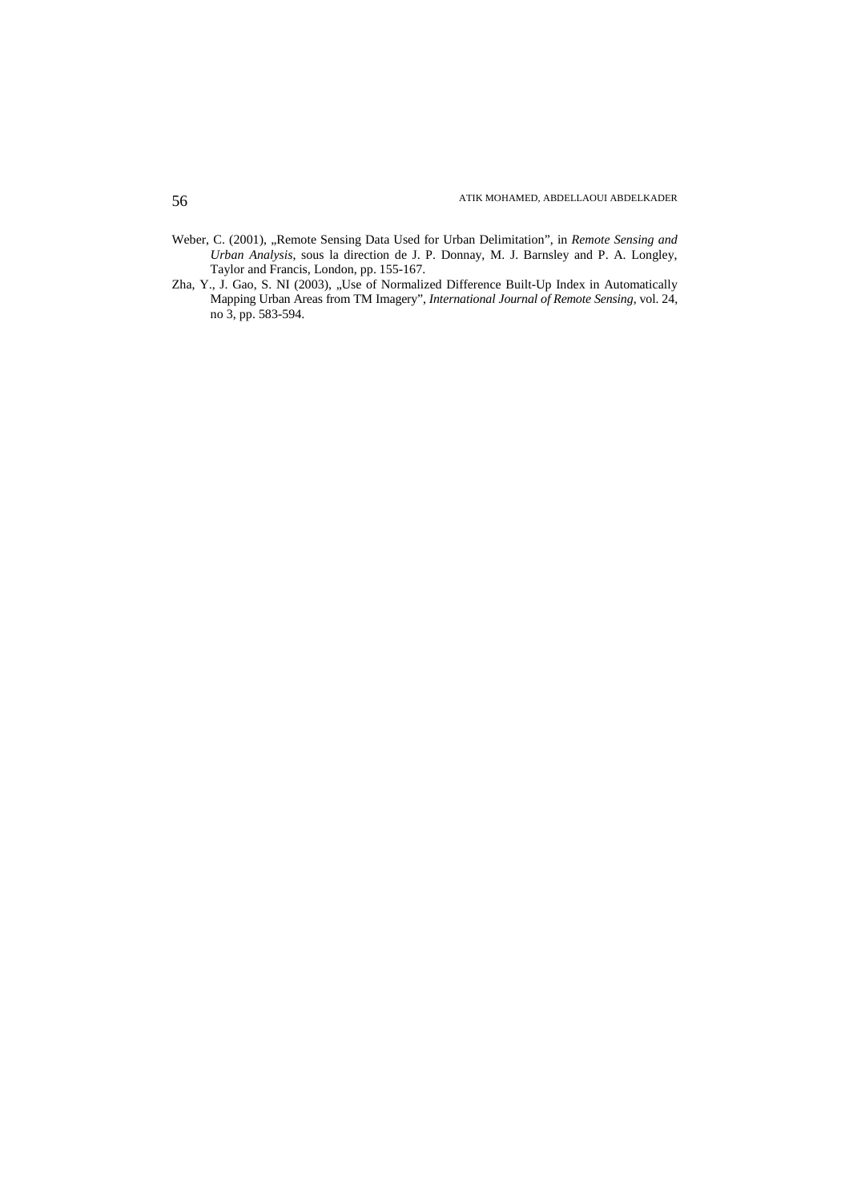Weber, C. (2001), „Remote Sensing Data Used for Urban Delimitation", in *Remote Sensing and Urban Analysis*, sous la direction de J. P. Donnay, M. J. Barnsley and P. A. Longley, Taylor and Francis, London, pp. 155-167.

Zha, Y., J. Gao, S. NI (2003), „Use of Normalized Difference Built-Up Index in Automatically Mapping Urban Areas from TM Imagery", *International Journal of Remote Sensing*, vol. 24, no 3, pp. 583-594.